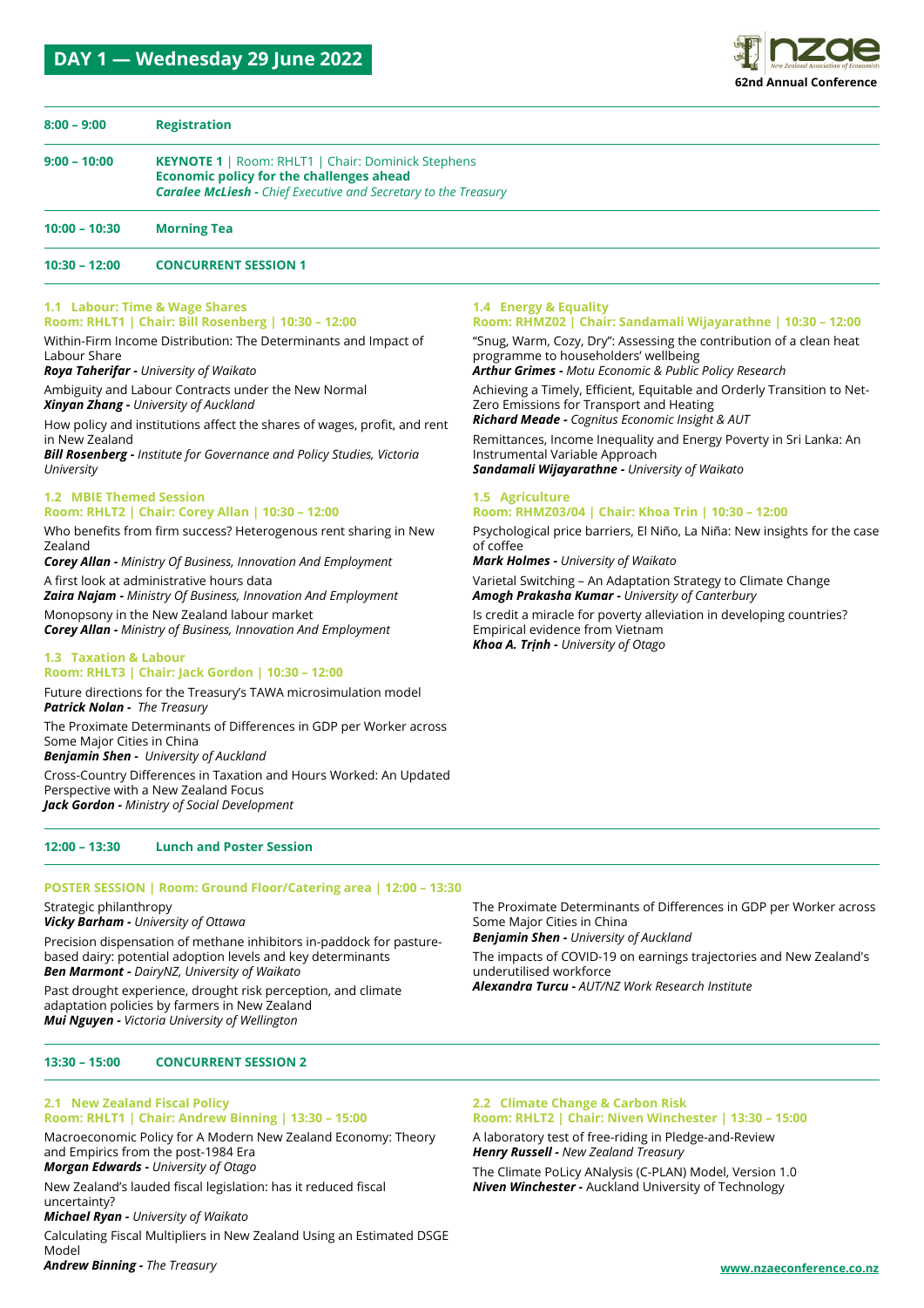## DAY 1 — Wednesday 29 June 2022

nzae — New Zealand Association of Economists
**62nd Annual Conference**

**8:00 – 9:00** — **Registration**

**9:00 – 10:00** — **KEYNOTE 1** | Room: RHLT1 | Chair: Dominick Stephens
**Economic policy for the challenges ahead**
***Caralee McLiesh*** *- Chief Executive and Secretary to the Treasury*

**10:00 – 10:30** — **Morning Tea**

**10:30 – 12:00** — **CONCURRENT SESSION 1**

### 1.1 Labour: Time & Wage Shares
**Room: RHLT1 | Chair: Bill Rosenberg | 10:30 – 12:00**

Within-Firm Income Distribution: The Determinants and Impact of Labour Share
***Roya Taherifar*** *- University of Waikato*

Ambiguity and Labour Contracts under the New Normal
***Xinyan Zhang*** *- University of Auckland*

How policy and institutions affect the shares of wages, profit, and rent in New Zealand
***Bill Rosenberg*** *- Institute for Governance and Policy Studies, Victoria University*

### 1.2 MBIE Themed Session
**Room: RHLT2 | Chair: Corey Allan | 10:30 – 12:00**

Who benefits from firm success? Heterogenous rent sharing in New Zealand
***Corey Allan*** *- Ministry Of Business, Innovation And Employment*

A first look at administrative hours data
***Zaira Najam*** *- Ministry Of Business, Innovation And Employment*

Monopsony in the New Zealand labour market
***Corey Allan*** *- Ministry of Business, Innovation And Employment*

### 1.3 Taxation & Labour
**Room: RHLT3 | Chair: Jack Gordon | 10:30 – 12:00**

Future directions for the Treasury's TAWA microsimulation model
***Patrick Nolan*** *- The Treasury*

The Proximate Determinants of Differences in GDP per Worker across Some Major Cities in China
***Benjamin Shen*** *- University of Auckland*

Cross-Country Differences in Taxation and Hours Worked: An Updated Perspective with a New Zealand Focus
***Jack Gordon*** *- Ministry of Social Development*

### 1.4 Energy & Equality
**Room: RHMZ02 | Chair: Sandamali Wijayarathne | 10:30 – 12:00**

"Snug, Warm, Cozy, Dry": Assessing the contribution of a clean heat programme to householders' wellbeing
***Arthur Grimes*** *- Motu Economic & Public Policy Research*

Achieving a Timely, Efficient, Equitable and Orderly Transition to Net-Zero Emissions for Transport and Heating
***Richard Meade*** *- Cognitus Economic Insight & AUT*

Remittances, Income Inequality and Energy Poverty in Sri Lanka: An Instrumental Variable Approach
***Sandamali Wijayarathne*** *- University of Waikato*

### 1.5 Agriculture
**Room: RHMZ03/04 | Chair: Khoa Trin | 10:30 – 12:00**

Psychological price barriers, El Niño, La Niña: New insights for the case of coffee
***Mark Holmes*** *- University of Waikato*

Varietal Switching – An Adaptation Strategy to Climate Change
***Amogh Prakasha Kumar*** *- University of Canterbury*

Is credit a miracle for poverty alleviation in developing countries? Empirical evidence from Vietnam
***Khoa A. Trịnh*** *- University of Otago*

**12:00 – 13:30** — **Lunch and Poster Session**

### POSTER SESSION | Room: Ground Floor/Catering area | 12:00 – 13:30

Strategic philanthropy
***Vicky Barham*** *- University of Ottawa*

Precision dispensation of methane inhibitors in-paddock for pasture-based dairy: potential adoption levels and key determinants
***Ben Marmont*** *- DairyNZ, University of Waikato*

Past drought experience, drought risk perception, and climate adaptation policies by farmers in New Zealand
***Mui Nguyen*** *- Victoria University of Wellington*

The Proximate Determinants of Differences in GDP per Worker across Some Major Cities in China
***Benjamin Shen*** *- University of Auckland*

The impacts of COVID-19 on earnings trajectories and New Zealand's underutilised workforce
***Alexandra Turcu*** *- AUT/NZ Work Research Institute*

**13:30 – 15:00** — **CONCURRENT SESSION 2**

### 2.1 New Zealand Fiscal Policy
**Room: RHLT1 | Chair: Andrew Binning | 13:30 – 15:00**

Macroeconomic Policy for A Modern New Zealand Economy: Theory and Empirics from the post-1984 Era
***Morgan Edwards*** *- University of Otago*

New Zealand's lauded fiscal legislation: has it reduced fiscal uncertainty?
***Michael Ryan*** *- University of Waikato*

Calculating Fiscal Multipliers in New Zealand Using an Estimated DSGE Model
***Andrew Binning*** *- The Treasury*

### 2.2 Climate Change & Carbon Risk
**Room: RHLT2 | Chair: Niven Winchester | 13:30 – 15:00**

A laboratory test of free-riding in Pledge-and-Review
***Henry Russell*** *- New Zealand Treasury*

The Climate PoLicy ANalysis (C-PLAN) Model, Version 1.0
***Niven Winchester*** *-* Auckland University of Technology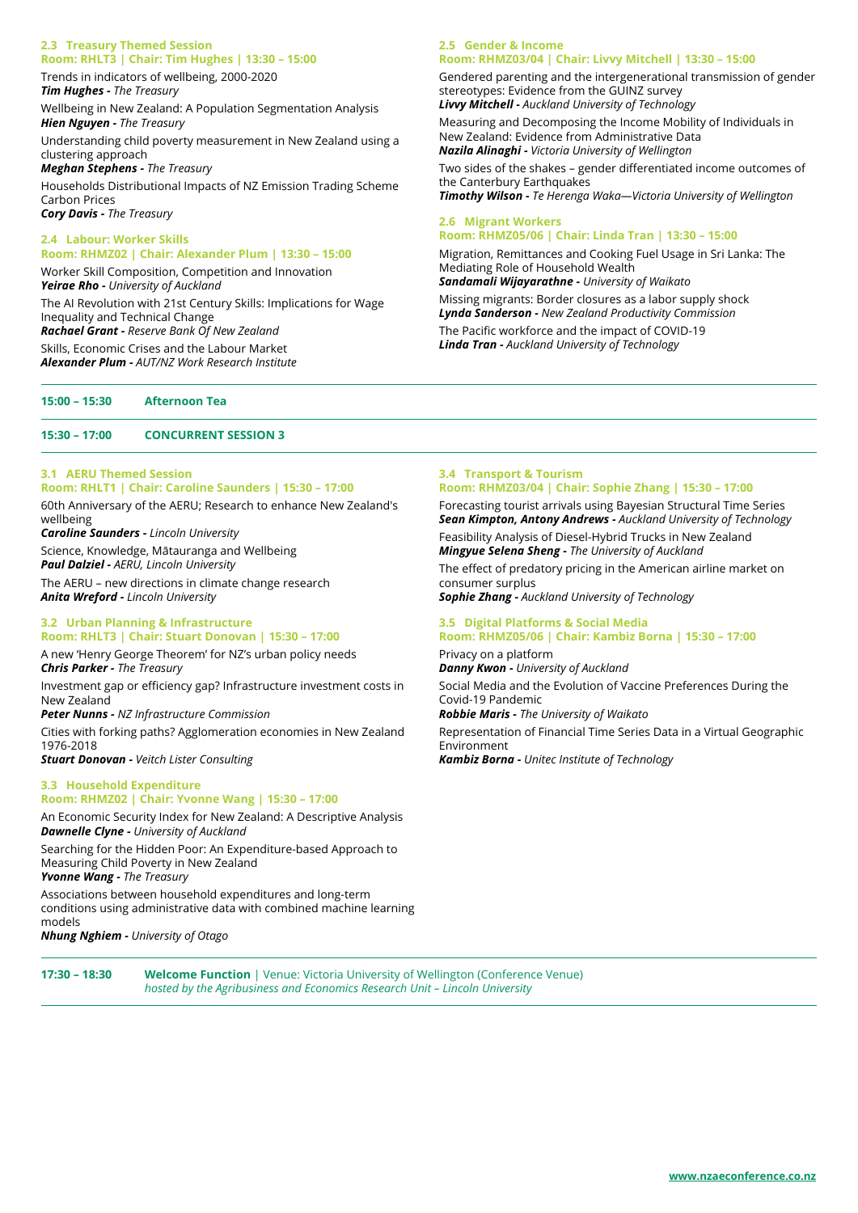### 2.3 Treasury Themed Session
**Room: RHLT3 | Chair: Tim Hughes | 13:30 – 15:00**

Trends in indicators of wellbeing, 2000-2020
***Tim Hughes -** The Treasury*

Wellbeing in New Zealand: A Population Segmentation Analysis
***Hien Nguyen -** The Treasury*

Understanding child poverty measurement in New Zealand using a clustering approach
***Meghan Stephens -** The Treasury*

Households Distributional Impacts of NZ Emission Trading Scheme Carbon Prices
***Cory Davis -** The Treasury*

### 2.4 Labour: Worker Skills
**Room: RHMZ02 | Chair: Alexander Plum | 13:30 – 15:00**

Worker Skill Composition, Competition and Innovation
***Yeirae Rho -** University of Auckland*

The AI Revolution with 21st Century Skills: Implications for Wage Inequality and Technical Change
***Rachael Grant -** Reserve Bank Of New Zealand*

Skills, Economic Crises and the Labour Market
***Alexander Plum -** AUT/NZ Work Research Institute*

### 2.5 Gender & Income
**Room: RHMZ03/04 | Chair: Livvy Mitchell | 13:30 – 15:00**

Gendered parenting and the intergenerational transmission of gender stereotypes: Evidence from the GUINZ survey
***Livvy Mitchell -** Auckland University of Technology*

Measuring and Decomposing the Income Mobility of Individuals in New Zealand: Evidence from Administrative Data
***Nazila Alinaghi -** Victoria University of Wellington*

Two sides of the shakes – gender differentiated income outcomes of the Canterbury Earthquakes
***Timothy Wilson -** Te Herenga Waka—Victoria University of Wellington*

### 2.6 Migrant Workers
**Room: RHMZ05/06 | Chair: Linda Tran | 13:30 – 15:00**

Migration, Remittances and Cooking Fuel Usage in Sri Lanka: The Mediating Role of Household Wealth
***Sandamali Wijayarathne -** University of Waikato*

Missing migrants: Border closures as a labor supply shock
***Lynda Sanderson -** New Zealand Productivity Commission*

The Pacific workforce and the impact of COVID-19
***Linda Tran -** Auckland University of Technology*

---

**15:00 – 15:30** **Afternoon Tea**

---

**15:30 – 17:00** **CONCURRENT SESSION 3**

---

### 3.1 AERU Themed Session
**Room: RHLT1 | Chair: Caroline Saunders | 15:30 – 17:00**

60th Anniversary of the AERU; Research to enhance New Zealand's wellbeing
***Caroline Saunders -** Lincoln University*

Science, Knowledge, Mātauranga and Wellbeing
***Paul Dalziel -** AERU, Lincoln University*

The AERU – new directions in climate change research
***Anita Wreford -** Lincoln University*

### 3.2 Urban Planning & Infrastructure
**Room: RHLT3 | Chair: Stuart Donovan | 15:30 – 17:00**

A new 'Henry George Theorem' for NZ's urban policy needs
***Chris Parker -** The Treasury*

Investment gap or efficiency gap? Infrastructure investment costs in New Zealand
***Peter Nunns -** NZ Infrastructure Commission*

Cities with forking paths? Agglomeration economies in New Zealand 1976-2018
***Stuart Donovan -** Veitch Lister Consulting*

### 3.3 Household Expenditure
**Room: RHMZ02 | Chair: Yvonne Wang | 15:30 – 17:00**

An Economic Security Index for New Zealand: A Descriptive Analysis
***Dawnelle Clyne -** University of Auckland*

Searching for the Hidden Poor: An Expenditure-based Approach to Measuring Child Poverty in New Zealand
***Yvonne Wang -** The Treasury*

Associations between household expenditures and long-term conditions using administrative data with combined machine learning models
***Nhung Nghiem -** University of Otago*

### 3.4 Transport & Tourism
**Room: RHMZ03/04 | Chair: Sophie Zhang | 15:30 – 17:00**

Forecasting tourist arrivals using Bayesian Structural Time Series
***Sean Kimpton, Antony Andrews -** Auckland University of Technology*

Feasibility Analysis of Diesel-Hybrid Trucks in New Zealand
***Mingyue Selena Sheng -** The University of Auckland*

The effect of predatory pricing in the American airline market on consumer surplus
***Sophie Zhang -** Auckland University of Technology*

### 3.5 Digital Platforms & Social Media
**Room: RHMZ05/06 | Chair: Kambiz Borna | 15:30 – 17:00**

Privacy on a platform
***Danny Kwon -** University of Auckland*

Social Media and the Evolution of Vaccine Preferences During the Covid-19 Pandemic
***Robbie Maris -** The University of Waikato*

Representation of Financial Time Series Data in a Virtual Geographic Environment
***Kambiz Borna -** Unitec Institute of Technology*

---

**17:30 – 18:30** **Welcome Function** | Venue: Victoria University of Wellington (Conference Venue)
*hosted by the Agribusiness and Economics Research Unit – Lincoln University*

---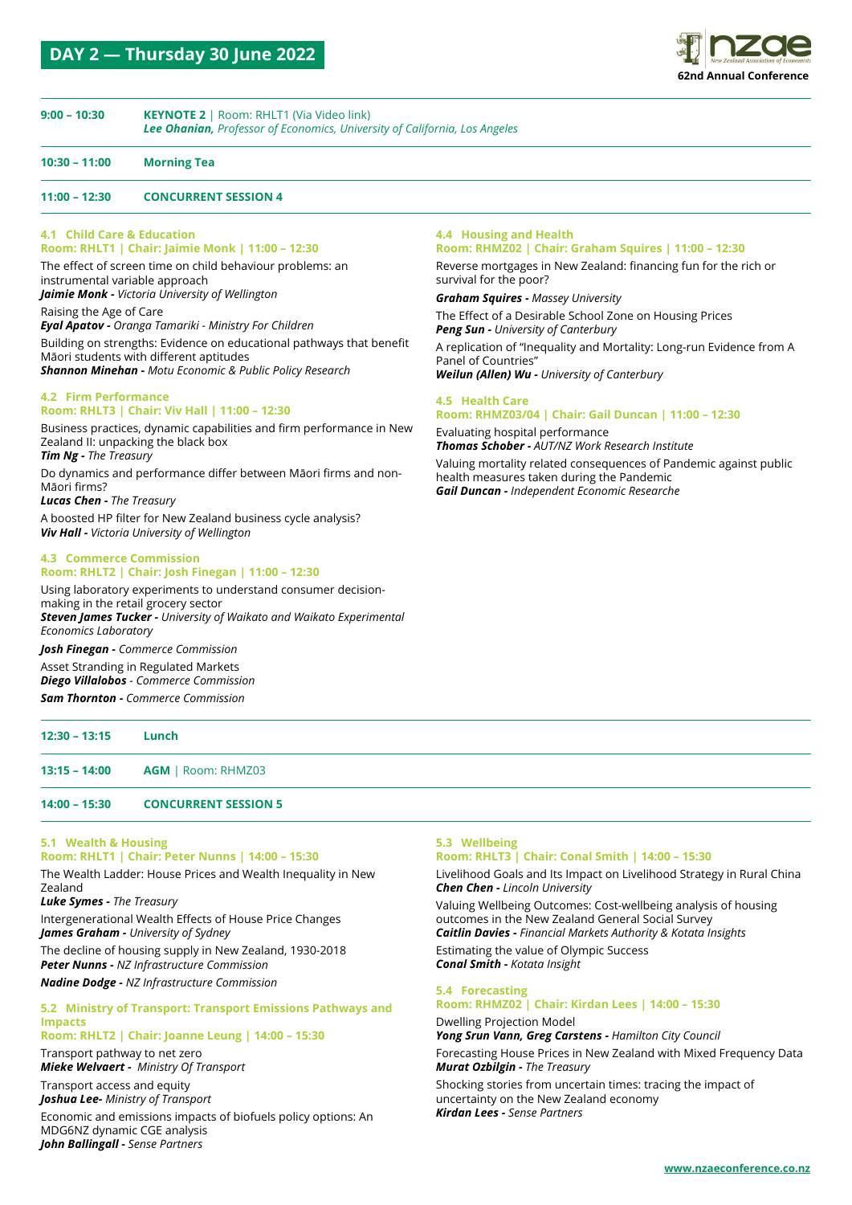# DAY 2 — Thursday 30 June 2022

**9:00 – 10:30** **KEYNOTE 2** | Room: RHLT1 (Via Video link)
***Lee Ohanian**, Professor of Economics, University of California, Los Angeles*

**10:30 – 11:00** **Morning Tea**

**11:00 – 12:30** **CONCURRENT SESSION 4**

### 4.1 Child Care & Education
**Room: RHLT1 | Chair: Jaimie Monk | 11:00 – 12:30**

The effect of screen time on child behaviour problems: an instrumental variable approach
***Jaimie Monk -** Victoria University of Wellington*

Raising the Age of Care
***Eyal Apatov -** Oranga Tamariki - Ministry For Children*

Building on strengths: Evidence on educational pathways that benefit Māori students with different aptitudes
***Shannon Minehan -** Motu Economic & Public Policy Research*

### 4.2 Firm Performance
**Room: RHLT3 | Chair: Viv Hall | 11:00 – 12:30**

Business practices, dynamic capabilities and firm performance in New Zealand II: unpacking the black box
***Tim Ng -** The Treasury*

Do dynamics and performance differ between Māori firms and non-Māori firms?
***Lucas Chen -** The Treasury*

A boosted HP filter for New Zealand business cycle analysis?
***Viv Hall -** Victoria University of Wellington*

### 4.3 Commerce Commission
**Room: RHLT2 | Chair: Josh Finegan | 11:00 – 12:30**

Using laboratory experiments to understand consumer decision-making in the retail grocery sector
***Steven James Tucker -** University of Waikato and Waikato Experimental Economics Laboratory*

***Josh Finegan -** Commerce Commission*

Asset Stranding in Regulated Markets
***Diego Villalobos** - Commerce Commission*

***Sam Thornton -** Commerce Commission*

### 4.4 Housing and Health
**Room: RHMZ02 | Chair: Graham Squires | 11:00 – 12:30**

Reverse mortgages in New Zealand: financing fun for the rich or survival for the poor?
***Graham Squires -** Massey University*

The Effect of a Desirable School Zone on Housing Prices
***Peng Sun -** University of Canterbury*

A replication of "Inequality and Mortality: Long-run Evidence from A Panel of Countries"
***Weilun (Allen) Wu -** University of Canterbury*

### 4.5 Health Care
**Room: RHMZ03/04 | Chair: Gail Duncan | 11:00 – 12:30**

Evaluating hospital performance
***Thomas Schober -** AUT/NZ Work Research Institute*

Valuing mortality related consequences of Pandemic against public health measures taken during the Pandemic
***Gail Duncan -** Independent Economic Researche*

**12:30 – 13:15** **Lunch**

**13:15 – 14:00** **AGM** | Room: RHMZ03

**14:00 – 15:30** **CONCURRENT SESSION 5**

### 5.1 Wealth & Housing
**Room: RHLT1 | Chair: Peter Nunns | 14:00 – 15:30**

The Wealth Ladder: House Prices and Wealth Inequality in New Zealand
***Luke Symes -** The Treasury*

Intergenerational Wealth Effects of House Price Changes
***James Graham -** University of Sydney*

The decline of housing supply in New Zealand, 1930-2018
***Peter Nunns -** NZ Infrastructure Commission*

***Nadine Dodge -** NZ Infrastructure Commission*

### 5.2 Ministry of Transport: Transport Emissions Pathways and Impacts
**Room: RHLT2 | Chair: Joanne Leung | 14:00 – 15:30**

Transport pathway to net zero
***Mieke Welvaert -** Ministry Of Transport*

Transport access and equity
***Joshua Lee-** Ministry of Transport*

Economic and emissions impacts of biofuels policy options: An MDG6NZ dynamic CGE analysis
***John Ballingall -** Sense Partners*

### 5.3 Wellbeing
**Room: RHLT3 | Chair: Conal Smith | 14:00 – 15:30**

Livelihood Goals and Its Impact on Livelihood Strategy in Rural China
***Chen Chen -** Lincoln University*

Valuing Wellbeing Outcomes: Cost-wellbeing analysis of housing outcomes in the New Zealand General Social Survey
***Caitlin Davies -** Financial Markets Authority & Kotata Insights*

Estimating the value of Olympic Success
***Conal Smith -** Kotata Insight*

### 5.4 Forecasting
**Room: RHMZ02 | Chair: Kirdan Lees | 14:00 – 15:30**

Dwelling Projection Model
***Yong Srun Vann, Greg Carstens -** Hamilton City Council*

Forecasting House Prices in New Zealand with Mixed Frequency Data
***Murat Ozbilgin -** The Treasury*

Shocking stories from uncertain times: tracing the impact of uncertainty on the New Zealand economy
***Kirdan Lees -** Sense Partners*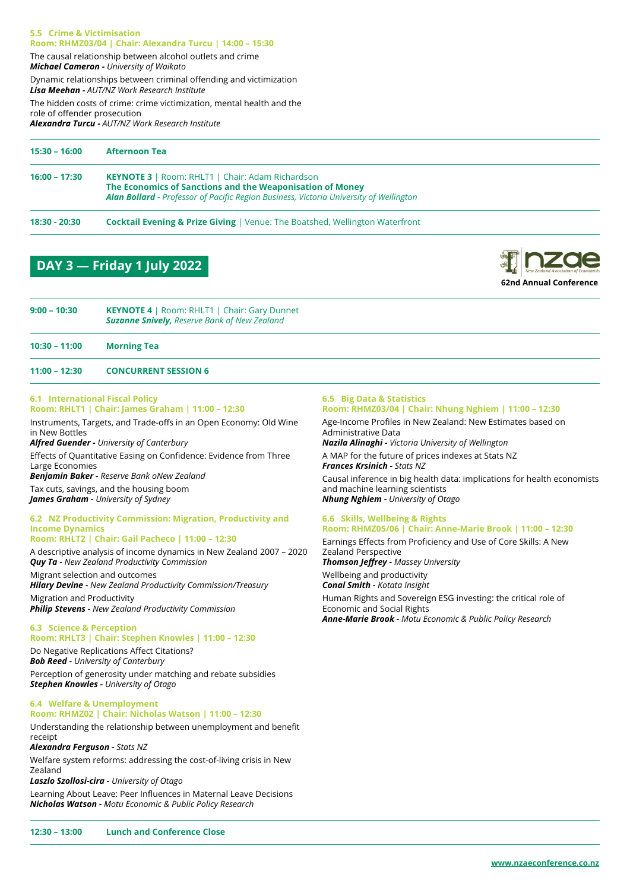### 5.5 Crime & Victimisation
**Room: RHMZ03/04 | Chair: Alexandra Turcu | 14:00 – 15:30**

The causal relationship between alcohol outlets and crime
***Michael Cameron*** *- University of Waikato*

Dynamic relationships between criminal offending and victimization
***Lisa Meehan*** *- AUT/NZ Work Research Institute*

The hidden costs of crime: crime victimization, mental health and the role of offender prosecution
***Alexandra Turcu*** *- AUT/NZ Work Research Institute*

---

**15:30 – 16:00** **Afternoon Tea**

---

**16:00 – 17:30** **KEYNOTE 3** | Room: RHLT1 | Chair: Adam Richardson
**The Economics of Sanctions and the Weaponisation of Money**
***Alan Bollard*** *- Professor of Pacific Region Business, Victoria University of Wellington*

---

**18:30 - 20:30** **Cocktail Evening & Prize Giving** | Venue: The Boatshed, Wellington Waterfront

---

## DAY 3 — Friday 1 July 2022

nzae — New Zealand Association of Economists
**62nd Annual Conference**

---

**9:00 – 10:30** **KEYNOTE 4** | Room: RHLT1 | Chair: Gary Dunnet
***Suzanne Snively,*** *Reserve Bank of New Zealand*

---

**10:30 – 11:00** **Morning Tea**

---

**11:00 – 12:30** **CONCURRENT SESSION 6**

---

### 6.1 International Fiscal Policy
**Room: RHLT1 | Chair: James Graham | 11:00 – 12:30**

Instruments, Targets, and Trade-offs in an Open Economy: Old Wine in New Bottles
***Alfred Guender*** *- University of Canterbury*

Effects of Quantitative Easing on Confidence: Evidence from Three Large Economies
***Benjamin Baker*** *- Reserve Bank oNew Zealand*

Tax cuts, savings, and the housing boom
***James Graham*** *- University of Sydney*

### 6.2 NZ Productivity Commission: Migration, Productivity and Income Dynamics
**Room: RHLT2 | Chair: Gail Pacheco | 11:00 – 12:30**

A descriptive analysis of income dynamics in New Zealand 2007 – 2020
***Quy Ta*** *- New Zealand Productivity Commission*

Migrant selection and outcomes
***Hilary Devine*** *- New Zealand Productivity Commission/Treasury*

Migration and Productivity
***Philip Stevens*** *- New Zealand Productivity Commission*

### 6.3 Science & Perception
**Room: RHLT3 | Chair: Stephen Knowles | 11:00 – 12:30**

Do Negative Replications Affect Citations?
***Bob Reed*** *- University of Canterbury*

Perception of generosity under matching and rebate subsidies
***Stephen Knowles*** *- University of Otago*

### 6.4 Welfare & Unemployment
**Room: RHMZ02 | Chair: Nicholas Watson | 11:00 – 12:30**

Understanding the relationship between unemployment and benefit receipt
***Alexandra Ferguson*** *- Stats NZ*

Welfare system reforms: addressing the cost-of-living crisis in New Zealand
***Laszlo Szollosi-cira*** *- University of Otago*

Learning About Leave: Peer Influences in Maternal Leave Decisions
***Nicholas Watson*** *- Motu Economic & Public Policy Research*

### 6.5 Big Data & Statistics
**Room: RHMZ03/04 | Chair: Nhung Nghiem | 11:00 – 12:30**

Age-Income Profiles in New Zealand: New Estimates based on Administrative Data
***Nazila Alinaghi*** *- Victoria University of Wellington*

A MAP for the future of prices indexes at Stats NZ
***Frances Krsinich*** *- Stats NZ*

Causal inference in big health data: implications for health economists and machine learning scientists
***Nhung Nghiem*** *- University of Otago*

### 6.6 Skills, Wellbeing & Rights
**Room: RHMZ05/06 | Chair: Anne-Marie Brook | 11:00 – 12:30**

Earnings Effects from Proficiency and Use of Core Skills: A New Zealand Perspective
***Thomson Jeffrey*** *- Massey University*

Wellbeing and productivity
***Conal Smith*** *- Kotata Insight*

Human Rights and Sovereign ESG investing: the critical role of Economic and Social Rights
***Anne-Marie Brook*** *- Motu Economic & Public Policy Research*

---

**12:30 – 13:00** **Lunch and Conference Close**

---

www.nzaeconference.co.nz